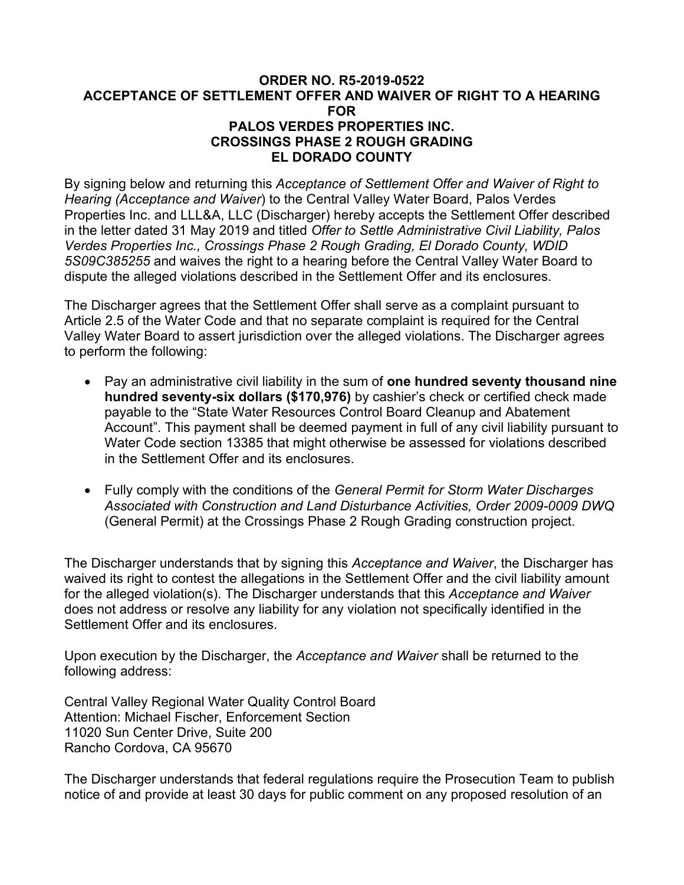**ORDER NO. R5-2019-0522**
**ACCEPTANCE OF SETTLEMENT OFFER AND WAIVER OF RIGHT TO A HEARING**
**FOR**
**PALOS VERDES PROPERTIES INC.**
**CROSSINGS PHASE 2 ROUGH GRADING**
**EL DORADO COUNTY**

By signing below and returning this *Acceptance of Settlement Offer and Waiver of Right to Hearing (Acceptance and Waiver*) to the Central Valley Water Board, Palos Verdes Properties Inc. and LLL&A, LLC (Discharger) hereby accepts the Settlement Offer described in the letter dated 31 May 2019 and titled *Offer to Settle Administrative Civil Liability, Palos Verdes Properties Inc., Crossings Phase 2 Rough Grading, El Dorado County, WDID 5S09C385255* and waives the right to a hearing before the Central Valley Water Board to dispute the alleged violations described in the Settlement Offer and its enclosures.

The Discharger agrees that the Settlement Offer shall serve as a complaint pursuant to Article 2.5 of the Water Code and that no separate complaint is required for the Central Valley Water Board to assert jurisdiction over the alleged violations. The Discharger agrees to perform the following:

- Pay an administrative civil liability in the sum of **one hundred seventy thousand nine hundred seventy-six dollars ($170,976)** by cashier's check or certified check made payable to the "State Water Resources Control Board Cleanup and Abatement Account". This payment shall be deemed payment in full of any civil liability pursuant to Water Code section 13385 that might otherwise be assessed for violations described in the Settlement Offer and its enclosures.

- Fully comply with the conditions of the *General Permit for Storm Water Discharges Associated with Construction and Land Disturbance Activities, Order 2009-0009 DWQ* (General Permit) at the Crossings Phase 2 Rough Grading construction project.

The Discharger understands that by signing this *Acceptance and Waiver*, the Discharger has waived its right to contest the allegations in the Settlement Offer and the civil liability amount for the alleged violation(s). The Discharger understands that this *Acceptance and Waiver* does not address or resolve any liability for any violation not specifically identified in the Settlement Offer and its enclosures.

Upon execution by the Discharger, the *Acceptance and Waiver* shall be returned to the following address:

Central Valley Regional Water Quality Control Board
Attention: Michael Fischer, Enforcement Section
11020 Sun Center Drive, Suite 200
Rancho Cordova, CA 95670

The Discharger understands that federal regulations require the Prosecution Team to publish notice of and provide at least 30 days for public comment on any proposed resolution of an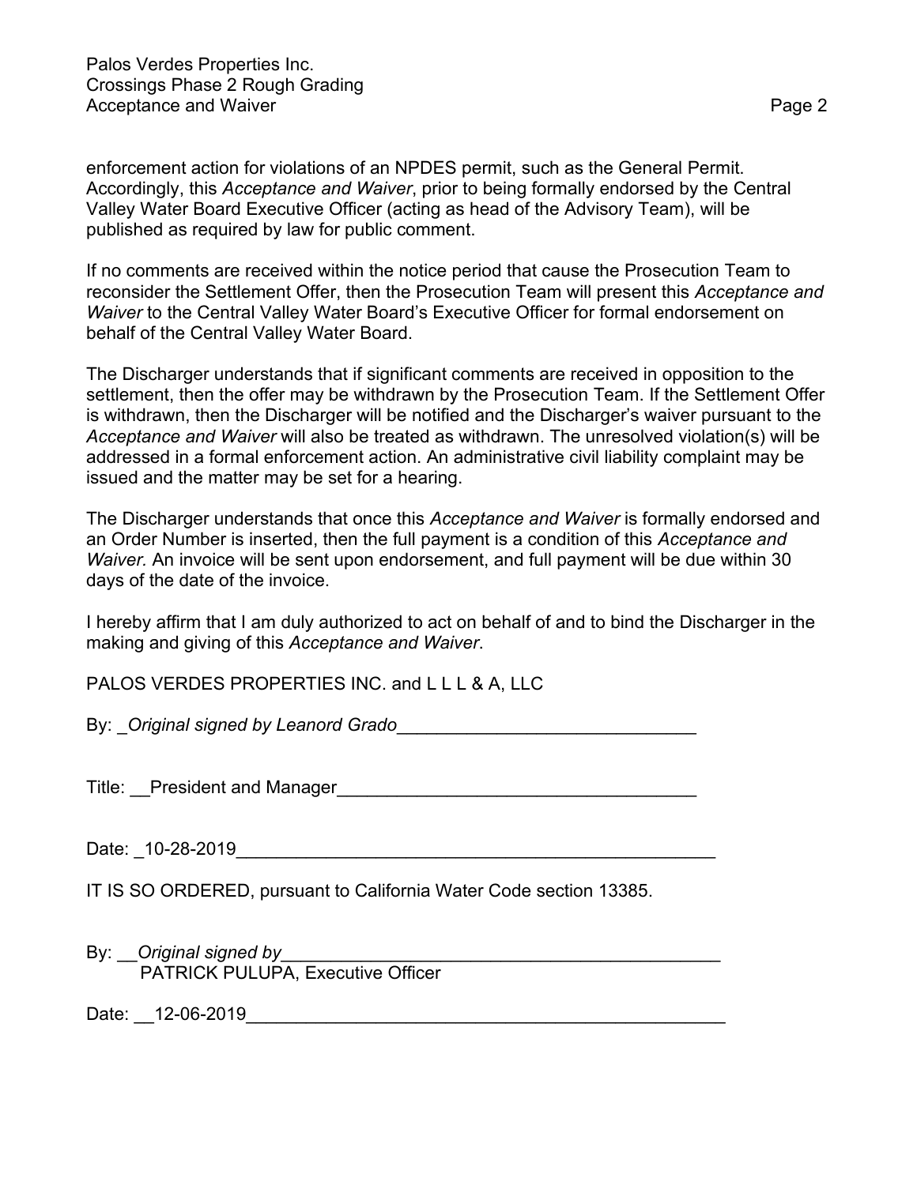enforcement action for violations of an NPDES permit, such as the General Permit. Accordingly, this *Acceptance and Waiver*, prior to being formally endorsed by the Central Valley Water Board Executive Officer (acting as head of the Advisory Team), will be published as required by law for public comment.

If no comments are received within the notice period that cause the Prosecution Team to reconsider the Settlement Offer, then the Prosecution Team will present this *Acceptance and Waiver* to the Central Valley Water Board's Executive Officer for formal endorsement on behalf of the Central Valley Water Board.

The Discharger understands that if significant comments are received in opposition to the settlement, then the offer may be withdrawn by the Prosecution Team. If the Settlement Offer is withdrawn, then the Discharger will be notified and the Discharger's waiver pursuant to the *Acceptance and Waiver* will also be treated as withdrawn. The unresolved violation(s) will be addressed in a formal enforcement action. An administrative civil liability complaint may be issued and the matter may be set for a hearing.

The Discharger understands that once this *Acceptance and Waiver* is formally endorsed and an Order Number is inserted, then the full payment is a condition of this *Acceptance and Waiver.* An invoice will be sent upon endorsement, and full payment will be due within 30 days of the date of the invoice.

I hereby affirm that I am duly authorized to act on behalf of and to bind the Discharger in the making and giving of this *Acceptance and Waiver*.

PALOS VERDES PROPERTIES INC. and L L L & A, LLC

By: *Original signed by Leanord Grado*

Title: President and Manager

Date: 10-28-2019

IT IS SO ORDERED, pursuant to California Water Code section 13385.

By: *Original signed by*
PATRICK PULUPA, Executive Officer

Date: 12-06-2019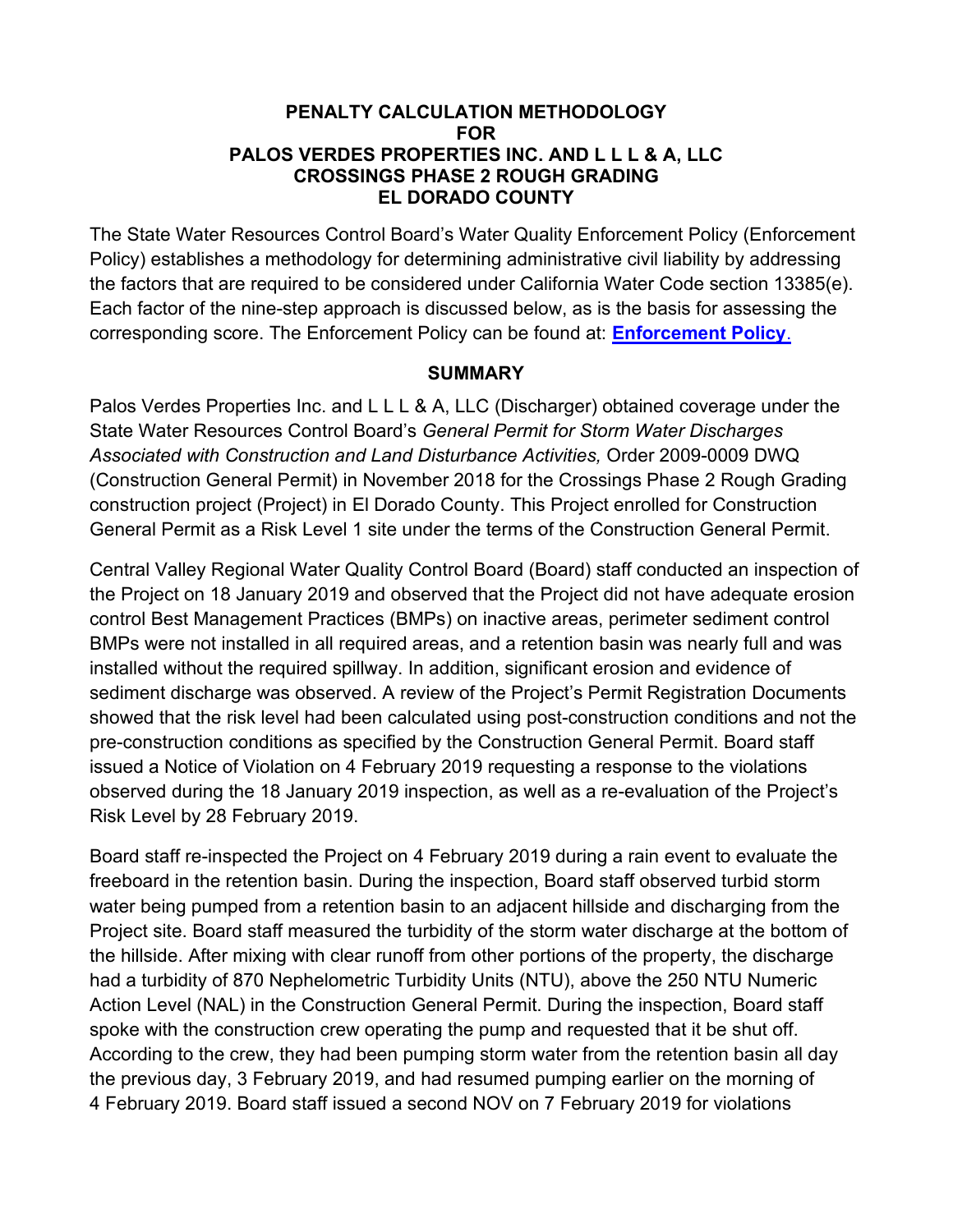**PENALTY CALCULATION METHODOLOGY**
**FOR**
**PALOS VERDES PROPERTIES INC. AND L L L & A, LLC**
**CROSSINGS PHASE 2 ROUGH GRADING**
**EL DORADO COUNTY**

The State Water Resources Control Board's Water Quality Enforcement Policy (Enforcement Policy) establishes a methodology for determining administrative civil liability by addressing the factors that are required to be considered under California Water Code section 13385(e). Each factor of the nine-step approach is discussed below, as is the basis for assessing the corresponding score. The Enforcement Policy can be found at: **Enforcement Policy**.

## SUMMARY

Palos Verdes Properties Inc. and L L L & A, LLC (Discharger) obtained coverage under the State Water Resources Control Board's *General Permit for Storm Water Discharges Associated with Construction and Land Disturbance Activities,* Order 2009-0009 DWQ (Construction General Permit) in November 2018 for the Crossings Phase 2 Rough Grading construction project (Project) in El Dorado County. This Project enrolled for Construction General Permit as a Risk Level 1 site under the terms of the Construction General Permit.

Central Valley Regional Water Quality Control Board (Board) staff conducted an inspection of the Project on 18 January 2019 and observed that the Project did not have adequate erosion control Best Management Practices (BMPs) on inactive areas, perimeter sediment control BMPs were not installed in all required areas, and a retention basin was nearly full and was installed without the required spillway. In addition, significant erosion and evidence of sediment discharge was observed. A review of the Project's Permit Registration Documents showed that the risk level had been calculated using post-construction conditions and not the pre-construction conditions as specified by the Construction General Permit. Board staff issued a Notice of Violation on 4 February 2019 requesting a response to the violations observed during the 18 January 2019 inspection, as well as a re-evaluation of the Project's Risk Level by 28 February 2019.

Board staff re-inspected the Project on 4 February 2019 during a rain event to evaluate the freeboard in the retention basin. During the inspection, Board staff observed turbid storm water being pumped from a retention basin to an adjacent hillside and discharging from the Project site. Board staff measured the turbidity of the storm water discharge at the bottom of the hillside. After mixing with clear runoff from other portions of the property, the discharge had a turbidity of 870 Nephelometric Turbidity Units (NTU), above the 250 NTU Numeric Action Level (NAL) in the Construction General Permit. During the inspection, Board staff spoke with the construction crew operating the pump and requested that it be shut off. According to the crew, they had been pumping storm water from the retention basin all day the previous day, 3 February 2019, and had resumed pumping earlier on the morning of 4 February 2019. Board staff issued a second NOV on 7 February 2019 for violations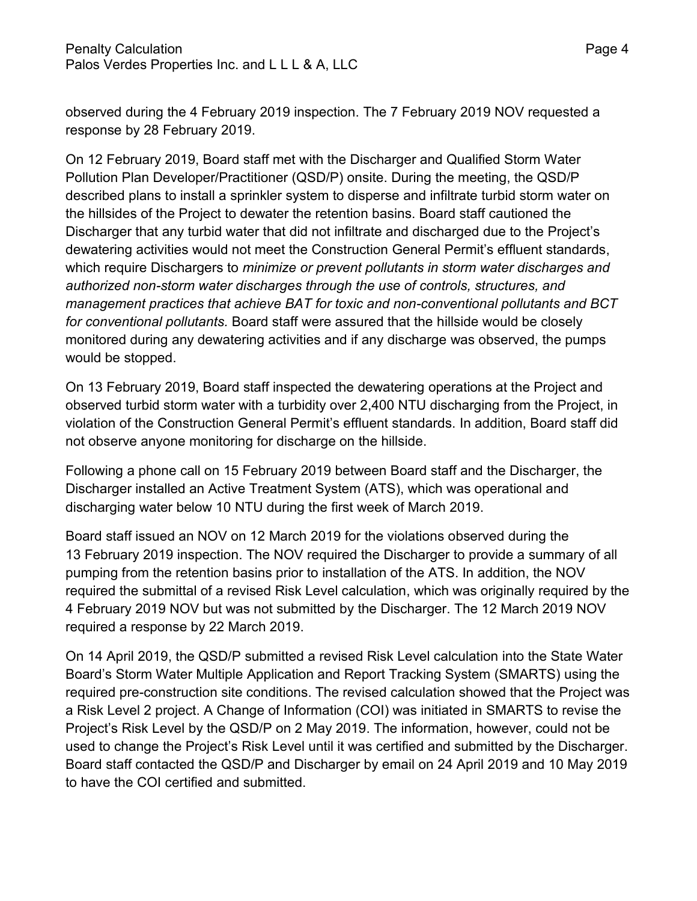observed during the 4 February 2019 inspection. The 7 February 2019 NOV requested a response by 28 February 2019.

On 12 February 2019, Board staff met with the Discharger and Qualified Storm Water Pollution Plan Developer/Practitioner (QSD/P) onsite. During the meeting, the QSD/P described plans to install a sprinkler system to disperse and infiltrate turbid storm water on the hillsides of the Project to dewater the retention basins. Board staff cautioned the Discharger that any turbid water that did not infiltrate and discharged due to the Project's dewatering activities would not meet the Construction General Permit's effluent standards, which require Dischargers to *minimize or prevent pollutants in storm water discharges and authorized non-storm water discharges through the use of controls, structures, and management practices that achieve BAT for toxic and non-conventional pollutants and BCT for conventional pollutants.* Board staff were assured that the hillside would be closely monitored during any dewatering activities and if any discharge was observed, the pumps would be stopped.

On 13 February 2019, Board staff inspected the dewatering operations at the Project and observed turbid storm water with a turbidity over 2,400 NTU discharging from the Project, in violation of the Construction General Permit's effluent standards. In addition, Board staff did not observe anyone monitoring for discharge on the hillside.

Following a phone call on 15 February 2019 between Board staff and the Discharger, the Discharger installed an Active Treatment System (ATS), which was operational and discharging water below 10 NTU during the first week of March 2019.

Board staff issued an NOV on 12 March 2019 for the violations observed during the 13 February 2019 inspection. The NOV required the Discharger to provide a summary of all pumping from the retention basins prior to installation of the ATS. In addition, the NOV required the submittal of a revised Risk Level calculation, which was originally required by the 4 February 2019 NOV but was not submitted by the Discharger. The 12 March 2019 NOV required a response by 22 March 2019.

On 14 April 2019, the QSD/P submitted a revised Risk Level calculation into the State Water Board's Storm Water Multiple Application and Report Tracking System (SMARTS) using the required pre-construction site conditions. The revised calculation showed that the Project was a Risk Level 2 project. A Change of Information (COI) was initiated in SMARTS to revise the Project's Risk Level by the QSD/P on 2 May 2019. The information, however, could not be used to change the Project's Risk Level until it was certified and submitted by the Discharger. Board staff contacted the QSD/P and Discharger by email on 24 April 2019 and 10 May 2019 to have the COI certified and submitted.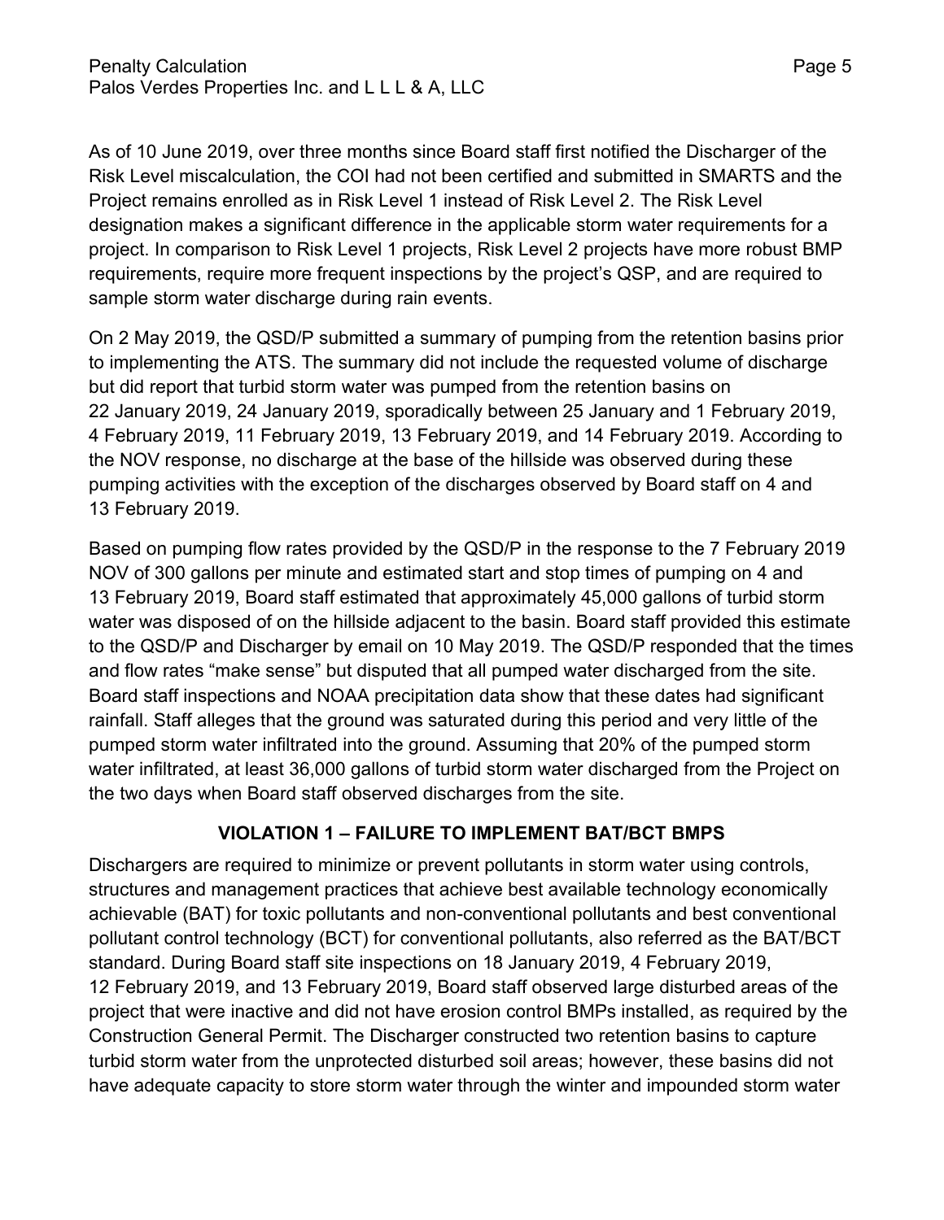As of 10 June 2019, over three months since Board staff first notified the Discharger of the Risk Level miscalculation, the COI had not been certified and submitted in SMARTS and the Project remains enrolled as in Risk Level 1 instead of Risk Level 2. The Risk Level designation makes a significant difference in the applicable storm water requirements for a project. In comparison to Risk Level 1 projects, Risk Level 2 projects have more robust BMP requirements, require more frequent inspections by the project's QSP, and are required to sample storm water discharge during rain events.

On 2 May 2019, the QSD/P submitted a summary of pumping from the retention basins prior to implementing the ATS. The summary did not include the requested volume of discharge but did report that turbid storm water was pumped from the retention basins on 22 January 2019, 24 January 2019, sporadically between 25 January and 1 February 2019, 4 February 2019, 11 February 2019, 13 February 2019, and 14 February 2019. According to the NOV response, no discharge at the base of the hillside was observed during these pumping activities with the exception of the discharges observed by Board staff on 4 and 13 February 2019.

Based on pumping flow rates provided by the QSD/P in the response to the 7 February 2019 NOV of 300 gallons per minute and estimated start and stop times of pumping on 4 and 13 February 2019, Board staff estimated that approximately 45,000 gallons of turbid storm water was disposed of on the hillside adjacent to the basin. Board staff provided this estimate to the QSD/P and Discharger by email on 10 May 2019. The QSD/P responded that the times and flow rates "make sense" but disputed that all pumped water discharged from the site. Board staff inspections and NOAA precipitation data show that these dates had significant rainfall. Staff alleges that the ground was saturated during this period and very little of the pumped storm water infiltrated into the ground. Assuming that 20% of the pumped storm water infiltrated, at least 36,000 gallons of turbid storm water discharged from the Project on the two days when Board staff observed discharges from the site.

## VIOLATION 1 – FAILURE TO IMPLEMENT BAT/BCT BMPS

Dischargers are required to minimize or prevent pollutants in storm water using controls, structures and management practices that achieve best available technology economically achievable (BAT) for toxic pollutants and non-conventional pollutants and best conventional pollutant control technology (BCT) for conventional pollutants, also referred as the BAT/BCT standard. During Board staff site inspections on 18 January 2019, 4 February 2019, 12 February 2019, and 13 February 2019, Board staff observed large disturbed areas of the project that were inactive and did not have erosion control BMPs installed, as required by the Construction General Permit. The Discharger constructed two retention basins to capture turbid storm water from the unprotected disturbed soil areas; however, these basins did not have adequate capacity to store storm water through the winter and impounded storm water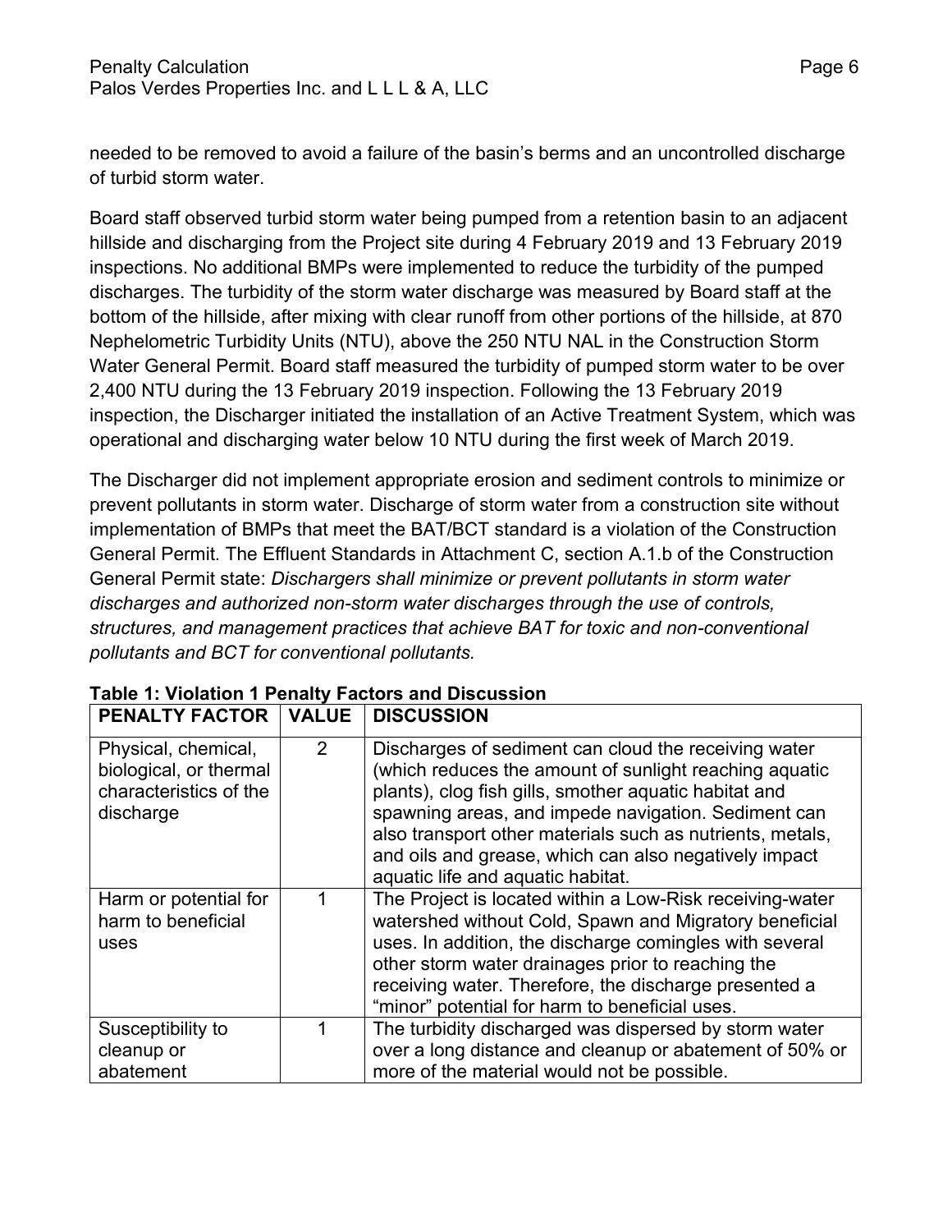needed to be removed to avoid a failure of the basin's berms and an uncontrolled discharge of turbid storm water.

Board staff observed turbid storm water being pumped from a retention basin to an adjacent hillside and discharging from the Project site during 4 February 2019 and 13 February 2019 inspections. No additional BMPs were implemented to reduce the turbidity of the pumped discharges. The turbidity of the storm water discharge was measured by Board staff at the bottom of the hillside, after mixing with clear runoff from other portions of the hillside, at 870 Nephelometric Turbidity Units (NTU), above the 250 NTU NAL in the Construction Storm Water General Permit. Board staff measured the turbidity of pumped storm water to be over 2,400 NTU during the 13 February 2019 inspection. Following the 13 February 2019 inspection, the Discharger initiated the installation of an Active Treatment System, which was operational and discharging water below 10 NTU during the first week of March 2019.

The Discharger did not implement appropriate erosion and sediment controls to minimize or prevent pollutants in storm water. Discharge of storm water from a construction site without implementation of BMPs that meet the BAT/BCT standard is a violation of the Construction General Permit. The Effluent Standards in Attachment C, section A.1.b of the Construction General Permit state: *Dischargers shall minimize or prevent pollutants in storm water discharges and authorized non-storm water discharges through the use of controls, structures, and management practices that achieve BAT for toxic and non-conventional pollutants and BCT for conventional pollutants.*

**Table 1: Violation 1 Penalty Factors and Discussion**

| PENALTY FACTOR | VALUE | DISCUSSION |
|---|---|---|
| Physical, chemical, biological, or thermal characteristics of the discharge | 2 | Discharges of sediment can cloud the receiving water (which reduces the amount of sunlight reaching aquatic plants), clog fish gills, smother aquatic habitat and spawning areas, and impede navigation. Sediment can also transport other materials such as nutrients, metals, and oils and grease, which can also negatively impact aquatic life and aquatic habitat. |
| Harm or potential for harm to beneficial uses | 1 | The Project is located within a Low-Risk receiving-water watershed without Cold, Spawn and Migratory beneficial uses. In addition, the discharge comingles with several other storm water drainages prior to reaching the receiving water. Therefore, the discharge presented a "minor" potential for harm to beneficial uses. |
| Susceptibility to cleanup or abatement | 1 | The turbidity discharged was dispersed by storm water over a long distance and cleanup or abatement of 50% or more of the material would not be possible. |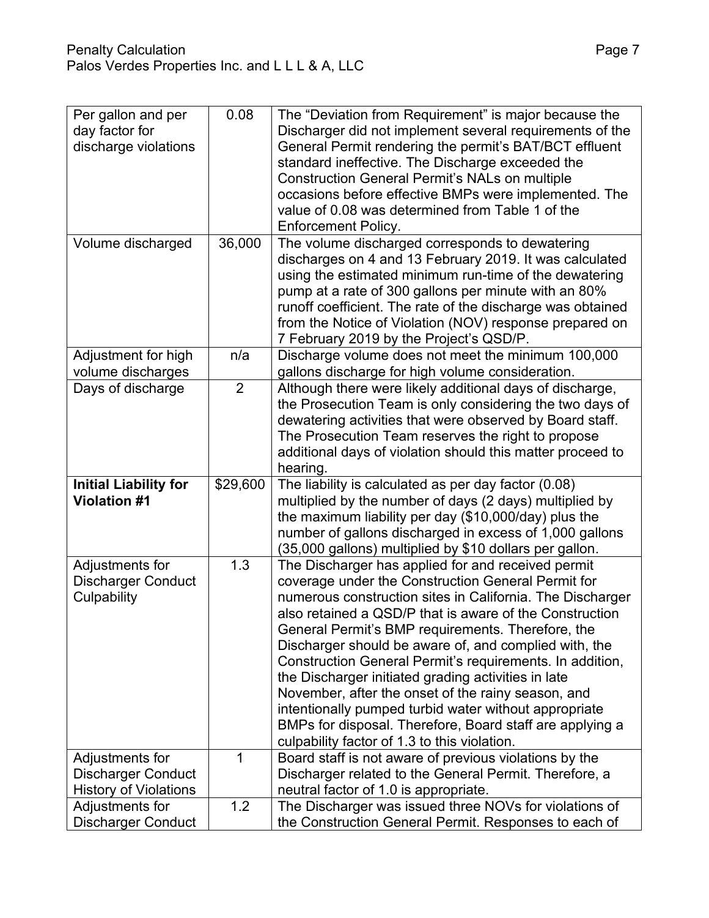| | | |
|---|---|---|
| Per gallon and per day factor for discharge violations | 0.08 | The "Deviation from Requirement" is major because the Discharger did not implement several requirements of the General Permit rendering the permit's BAT/BCT effluent standard ineffective. The Discharge exceeded the Construction General Permit's NALs on multiple occasions before effective BMPs were implemented. The value of 0.08 was determined from Table 1 of the Enforcement Policy. |
| Volume discharged | 36,000 | The volume discharged corresponds to dewatering discharges on 4 and 13 February 2019. It was calculated using the estimated minimum run-time of the dewatering pump at a rate of 300 gallons per minute with an 80% runoff coefficient. The rate of the discharge was obtained from the Notice of Violation (NOV) response prepared on 7 February 2019 by the Project's QSD/P. |
| Adjustment for high volume discharges | n/a | Discharge volume does not meet the minimum 100,000 gallons discharge for high volume consideration. |
| Days of discharge | 2 | Although there were likely additional days of discharge, the Prosecution Team is only considering the two days of dewatering activities that were observed by Board staff. The Prosecution Team reserves the right to propose additional days of violation should this matter proceed to hearing. |
| **Initial Liability for Violation #1** | $29,600 | The liability is calculated as per day factor (0.08) multiplied by the number of days (2 days) multiplied by the maximum liability per day ($10,000/day) plus the number of gallons discharged in excess of 1,000 gallons (35,000 gallons) multiplied by $10 dollars per gallon. |
| Adjustments for Discharger Conduct Culpability | 1.3 | The Discharger has applied for and received permit coverage under the Construction General Permit for numerous construction sites in California. The Discharger also retained a QSD/P that is aware of the Construction General Permit's BMP requirements. Therefore, the Discharger should be aware of, and complied with, the Construction General Permit's requirements. In addition, the Discharger initiated grading activities in late November, after the onset of the rainy season, and intentionally pumped turbid water without appropriate BMPs for disposal. Therefore, Board staff are applying a culpability factor of 1.3 to this violation. |
| Adjustments for Discharger Conduct History of Violations | 1 | Board staff is not aware of previous violations by the Discharger related to the General Permit. Therefore, a neutral factor of 1.0 is appropriate. |
| Adjustments for Discharger Conduct | 1.2 | The Discharger was issued three NOVs for violations of the Construction General Permit. Responses to each of |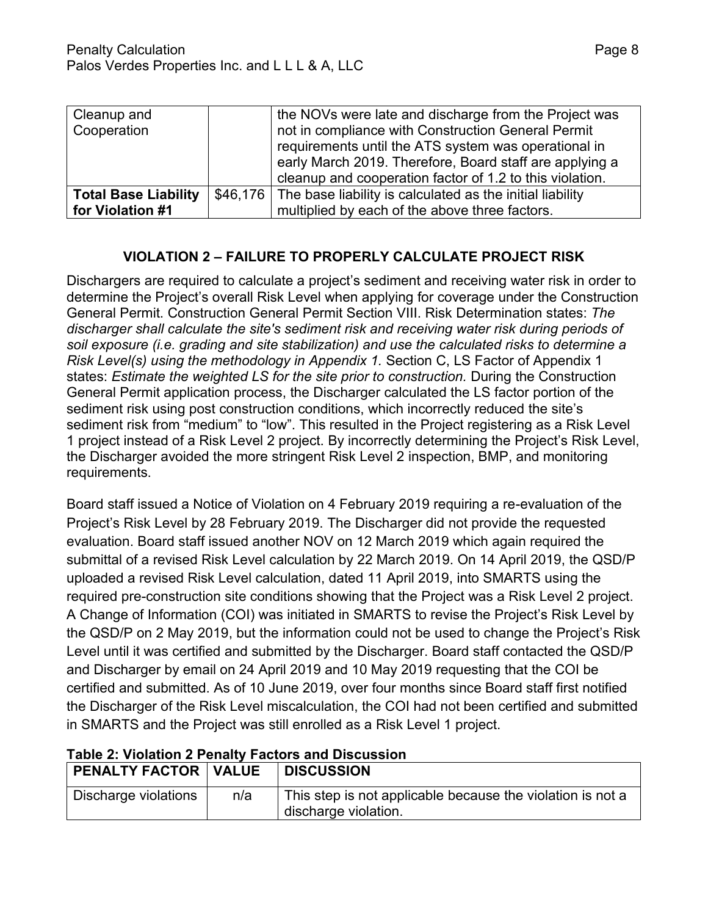| Cleanup and Cooperation | | the NOVs were late and discharge from the Project was not in compliance with Construction General Permit requirements until the ATS system was operational in early March 2019. Therefore, Board staff are applying a cleanup and cooperation factor of 1.2 to this violation. |
|---|---|---|
| **Total Base Liability for Violation #1** | $46,176 | The base liability is calculated as the initial liability multiplied by each of the above three factors. |

## VIOLATION 2 – FAILURE TO PROPERLY CALCULATE PROJECT RISK

Dischargers are required to calculate a project's sediment and receiving water risk in order to determine the Project's overall Risk Level when applying for coverage under the Construction General Permit. Construction General Permit Section VIII. Risk Determination states: *The discharger shall calculate the site's sediment risk and receiving water risk during periods of soil exposure (i.e. grading and site stabilization) and use the calculated risks to determine a Risk Level(s) using the methodology in Appendix 1.* Section C, LS Factor of Appendix 1 states: *Estimate the weighted LS for the site prior to construction.* During the Construction General Permit application process, the Discharger calculated the LS factor portion of the sediment risk using post construction conditions, which incorrectly reduced the site's sediment risk from "medium" to "low". This resulted in the Project registering as a Risk Level 1 project instead of a Risk Level 2 project. By incorrectly determining the Project's Risk Level, the Discharger avoided the more stringent Risk Level 2 inspection, BMP, and monitoring requirements.

Board staff issued a Notice of Violation on 4 February 2019 requiring a re-evaluation of the Project's Risk Level by 28 February 2019. The Discharger did not provide the requested evaluation. Board staff issued another NOV on 12 March 2019 which again required the submittal of a revised Risk Level calculation by 22 March 2019. On 14 April 2019, the QSD/P uploaded a revised Risk Level calculation, dated 11 April 2019, into SMARTS using the required pre-construction site conditions showing that the Project was a Risk Level 2 project. A Change of Information (COI) was initiated in SMARTS to revise the Project's Risk Level by the QSD/P on 2 May 2019, but the information could not be used to change the Project's Risk Level until it was certified and submitted by the Discharger. Board staff contacted the QSD/P and Discharger by email on 24 April 2019 and 10 May 2019 requesting that the COI be certified and submitted. As of 10 June 2019, over four months since Board staff first notified the Discharger of the Risk Level miscalculation, the COI had not been certified and submitted in SMARTS and the Project was still enrolled as a Risk Level 1 project.

**Table 2: Violation 2 Penalty Factors and Discussion**

| PENALTY FACTOR | VALUE | DISCUSSION |
|---|---|---|
| Discharge violations | n/a | This step is not applicable because the violation is not a discharge violation. |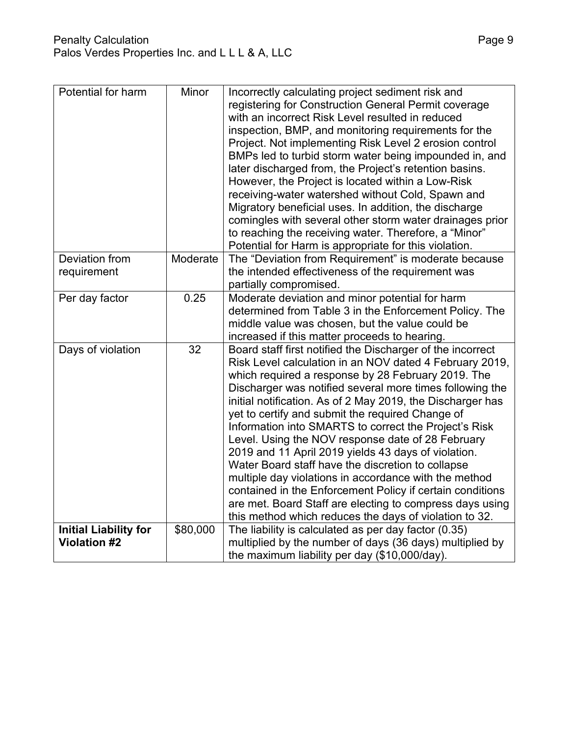| Potential for harm | Minor | Incorrectly calculating project sediment risk and registering for Construction General Permit coverage with an incorrect Risk Level resulted in reduced inspection, BMP, and monitoring requirements for the Project. Not implementing Risk Level 2 erosion control BMPs led to turbid storm water being impounded in, and later discharged from, the Project's retention basins. However, the Project is located within a Low-Risk receiving-water watershed without Cold, Spawn and Migratory beneficial uses. In addition, the discharge comingles with several other storm water drainages prior to reaching the receiving water. Therefore, a "Minor" Potential for Harm is appropriate for this violation. |
|---|---|---|
| Deviation from requirement | Moderate | The "Deviation from Requirement" is moderate because the intended effectiveness of the requirement was partially compromised. |
| Per day factor | 0.25 | Moderate deviation and minor potential for harm determined from Table 3 in the Enforcement Policy. The middle value was chosen, but the value could be increased if this matter proceeds to hearing. |
| Days of violation | 32 | Board staff first notified the Discharger of the incorrect Risk Level calculation in an NOV dated 4 February 2019, which required a response by 28 February 2019. The Discharger was notified several more times following the initial notification. As of 2 May 2019, the Discharger has yet to certify and submit the required Change of Information into SMARTS to correct the Project's Risk Level. Using the NOV response date of 28 February 2019 and 11 April 2019 yields 43 days of violation. Water Board staff have the discretion to collapse multiple day violations in accordance with the method contained in the Enforcement Policy if certain conditions are met. Board Staff are electing to compress days using this method which reduces the days of violation to 32. |
| **Initial Liability for Violation #2** | $80,000 | The liability is calculated as per day factor (0.35) multiplied by the number of days (36 days) multiplied by the maximum liability per day ($10,000/day). |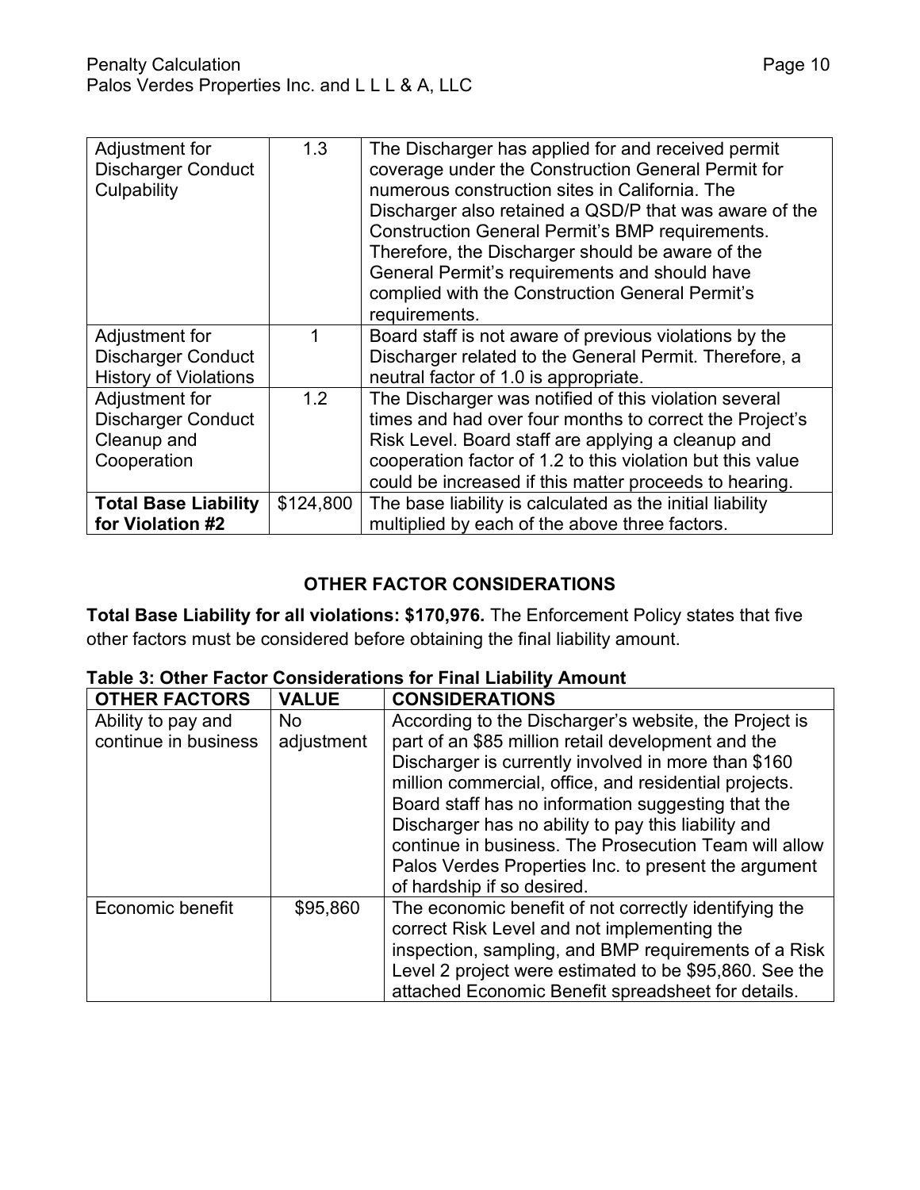| | | |
|---|---|---|
| Adjustment for Discharger Conduct Culpability | 1.3 | The Discharger has applied for and received permit coverage under the Construction General Permit for numerous construction sites in California. The Discharger also retained a QSD/P that was aware of the Construction General Permit's BMP requirements. Therefore, the Discharger should be aware of the General Permit's requirements and should have complied with the Construction General Permit's requirements. |
| Adjustment for Discharger Conduct History of Violations | 1 | Board staff is not aware of previous violations by the Discharger related to the General Permit. Therefore, a neutral factor of 1.0 is appropriate. |
| Adjustment for Discharger Conduct Cleanup and Cooperation | 1.2 | The Discharger was notified of this violation several times and had over four months to correct the Project's Risk Level. Board staff are applying a cleanup and cooperation factor of 1.2 to this violation but this value could be increased if this matter proceeds to hearing. |
| **Total Base Liability for Violation #2** | $124,800 | The base liability is calculated as the initial liability multiplied by each of the above three factors. |

## OTHER FACTOR CONSIDERATIONS

**Total Base Liability for all violations: $170,976.** The Enforcement Policy states that five other factors must be considered before obtaining the final liability amount.

**Table 3: Other Factor Considerations for Final Liability Amount**

| OTHER FACTORS | VALUE | CONSIDERATIONS |
|---|---|---|
| Ability to pay and continue in business | No adjustment | According to the Discharger's website, the Project is part of an $85 million retail development and the Discharger is currently involved in more than $160 million commercial, office, and residential projects. Board staff has no information suggesting that the Discharger has no ability to pay this liability and continue in business. The Prosecution Team will allow Palos Verdes Properties Inc. to present the argument of hardship if so desired. |
| Economic benefit | $95,860 | The economic benefit of not correctly identifying the correct Risk Level and not implementing the inspection, sampling, and BMP requirements of a Risk Level 2 project were estimated to be $95,860. See the attached Economic Benefit spreadsheet for details. |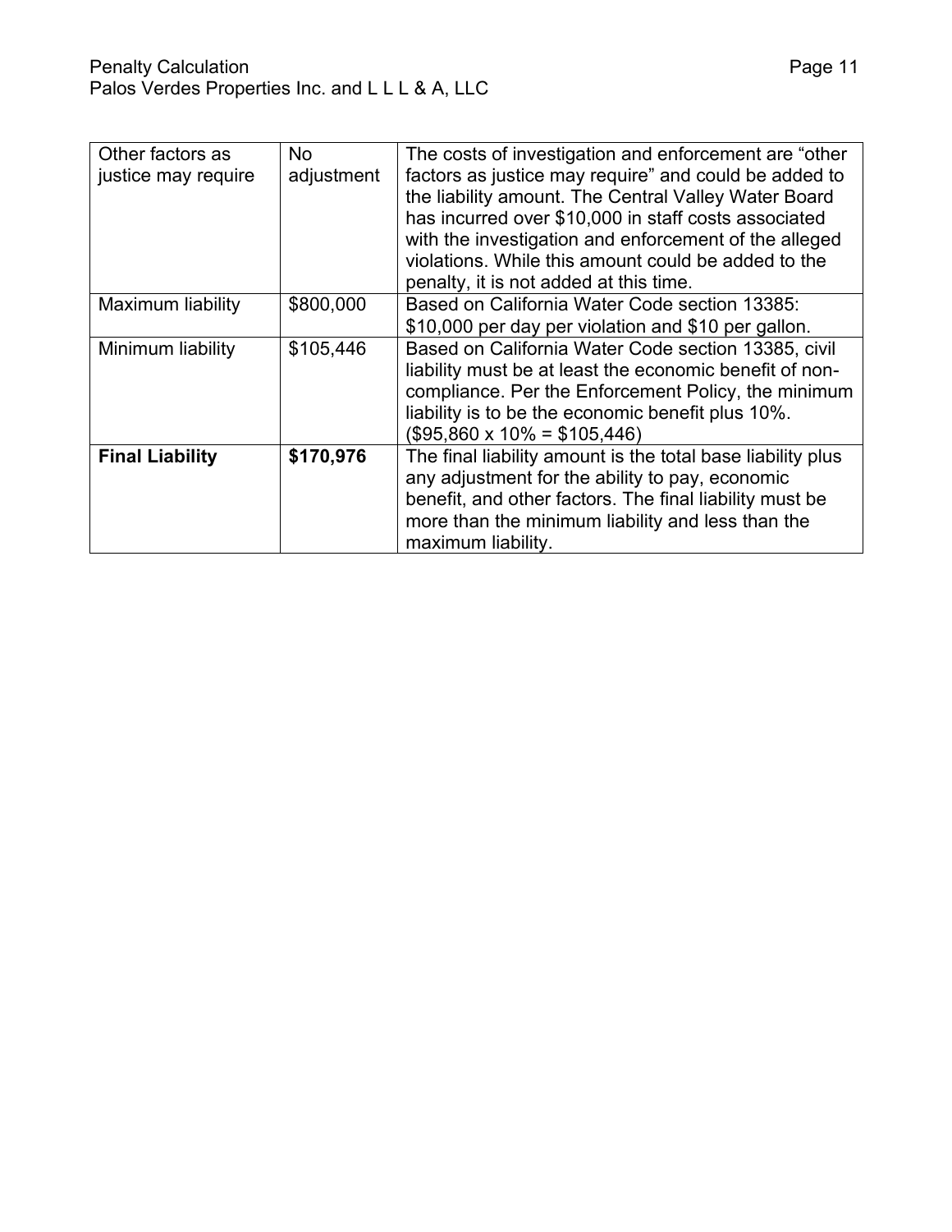| | | |
|---|---|---|
| Other factors as justice may require | No adjustment | The costs of investigation and enforcement are “other factors as justice may require” and could be added to the liability amount. The Central Valley Water Board has incurred over $10,000 in staff costs associated with the investigation and enforcement of the alleged violations. While this amount could be added to the penalty, it is not added at this time. |
| Maximum liability | $800,000 | Based on California Water Code section 13385: $10,000 per day per violation and $10 per gallon. |
| Minimum liability | $105,446 | Based on California Water Code section 13385, civil liability must be at least the economic benefit of non-compliance. Per the Enforcement Policy, the minimum liability is to be the economic benefit plus 10%. ($95,860 x 10% = $105,446) |
| **Final Liability** | **$170,976** | The final liability amount is the total base liability plus any adjustment for the ability to pay, economic benefit, and other factors. The final liability must be more than the minimum liability and less than the maximum liability. |